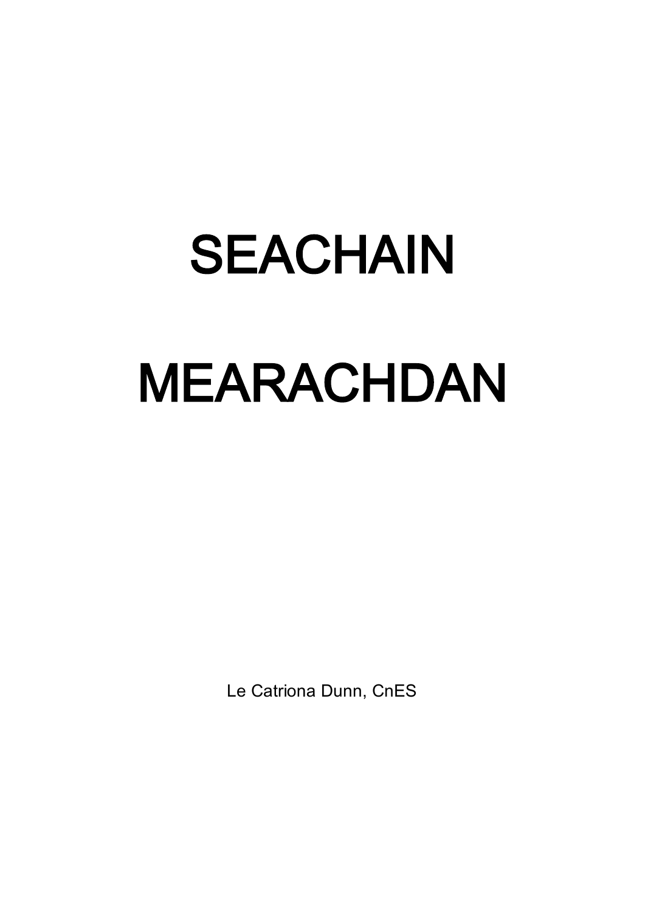# SEACHAIN

# MEARACHDAN

Le Catriona Dunn, CnES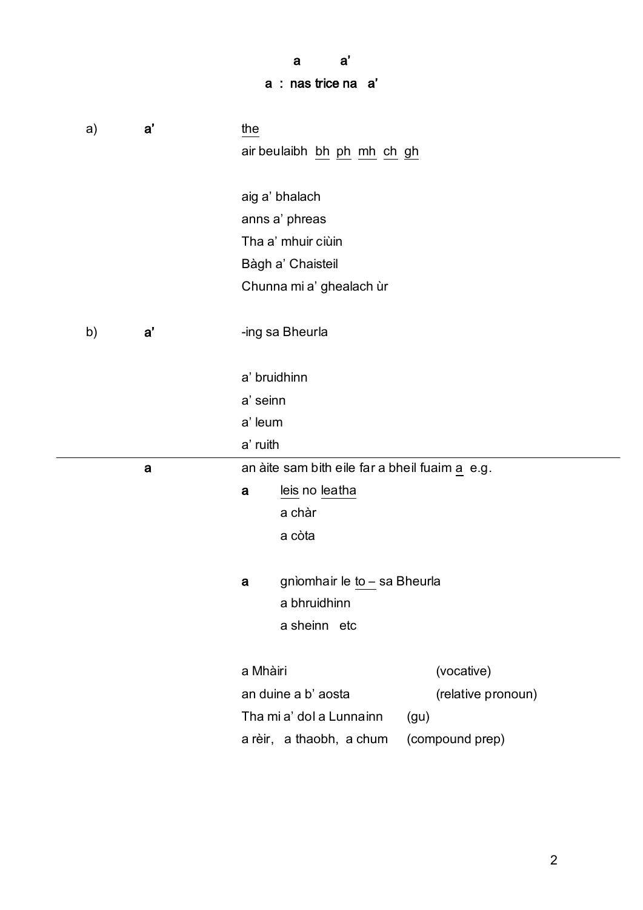**a a'**

**a : nas trice na a'**

a) **a'** — the

air beulaibh bh ph mh ch gh

aig a' bhalach
anns a' phreas
Tha a' mhuir ciùin
Bàgh a' Chaisteil
Chunna mi a' ghealach ùr

b) **a'** — -ing sa Bheurla

a' bruidhinn
a' seinn
a' leum
a' ruith

---

**a** — an àite sam bith eile far a bheil fuaim a e.g.

**a** — leis no leatha

a chàr
a còta

**a** — gnìomhair le to – sa Bheurla

a bhruidhinn
a sheinn etc

a Mhàiri (vocative)
an duine a b' aosta (relative pronoun)
Tha mi a' dol a Lunnainn (gu)
a rèir, a thaobh, a chum (compound prep)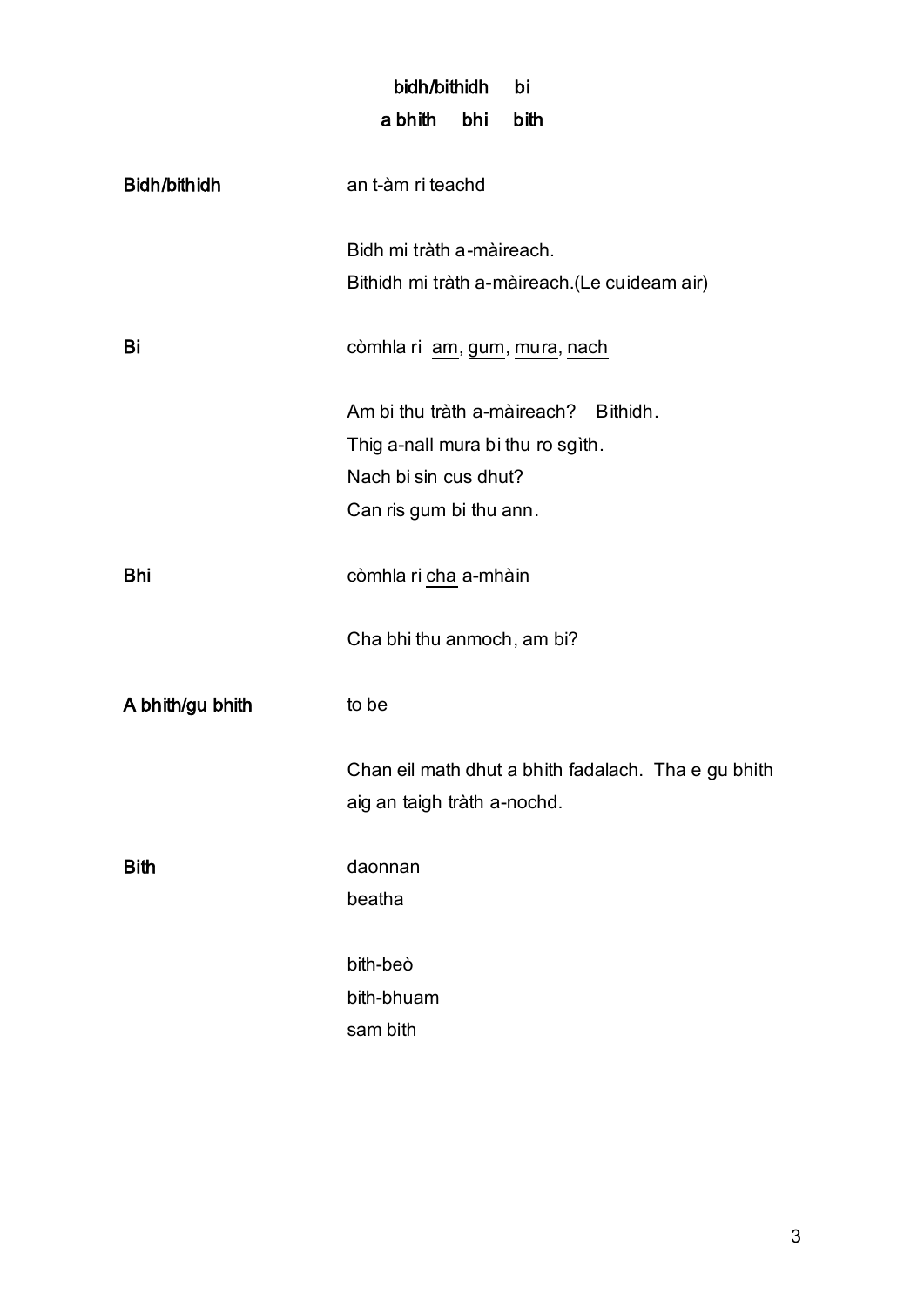**bidh/bithidh bi**

**a bhith bhi bith**

**Bidh/bithidh**

an t-àm ri teachd

Bidh mi tràth a-màireach.
Bithidh mi tràth a-màireach.(Le cuideam air)

**Bi**

còmhla ri <u>am</u>, <u>gum</u>, <u>mura</u>, <u>nach</u>

Am bi thu tràth a-màireach? Bithidh.
Thig a-nall mura bi thu ro sgìth.
Nach bi sin cus dhut?
Can ris gum bi thu ann.

**Bhi**

còmhla ri <u>cha</u> a-mhàin

Cha bhi thu anmoch, am bi?

**A bhith/gu bhith**

to be

Chan eil math dhut a bhith fadalach. Tha e gu bhith aig an taigh tràth a-nochd.

**Bith**

daonnan
beatha

bith-beò
bith-bhuam
sam bith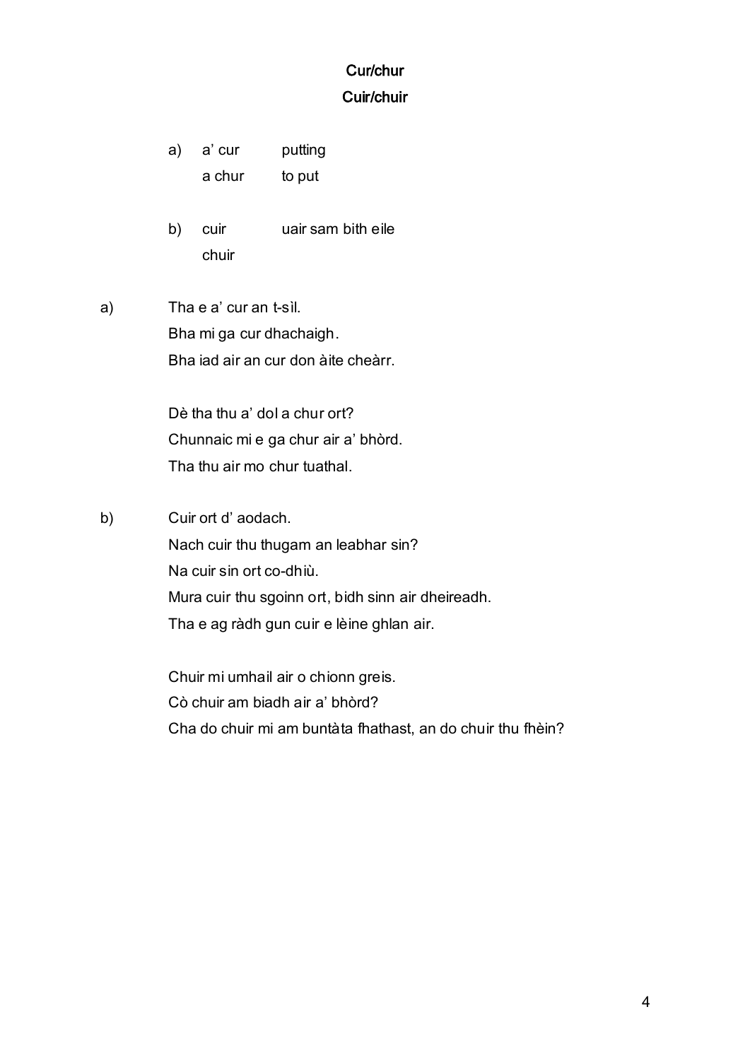## Cur/chur
## Cuir/chuir

| | | |
|---|---|---|
| a) | a' cur | putting |
| | a chur | to put |
| b) | cuir | uair sam bith eile |
| | chuir | |

a)

Tha e a' cur an t-sìl.
Bha mi ga cur dhachaigh.
Bha iad air an cur don àite cheàrr.

Dè tha thu a' dol a chur ort?
Chunnaic mi e ga chur air a' bhòrd.
Tha thu air mo chur tuathal.

b)

Cuir ort d' aodach.
Nach cuir thu thugam an leabhar sin?
Na cuir sin ort co-dhiù.
Mura cuir thu sgoinn ort, bidh sinn air dheireadh.
Tha e ag ràdh gun cuir e lèine ghlan air.

Chuir mi umhail air o chionn greis.
Cò chuir am biadh air a' bhòrd?
Cha do chuir mi am buntàta fhathast, an do chuir thu fhèin?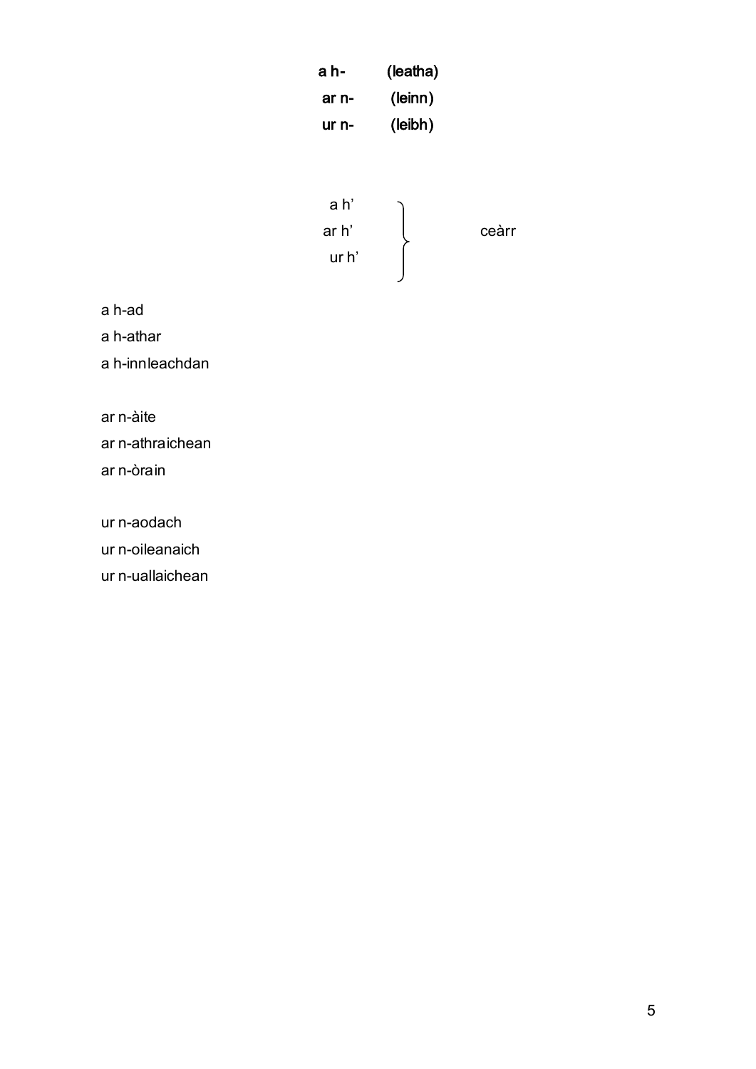| | |
|---|---|
| **a h-** | **(leatha)** |
| **ar n-** | **(leinn)** |
| **ur n-** | **(leibh)** |

a h'
ar h'
ur h'
} ceàrr

a h-ad
a h-athar
a h-innleachdan

ar n-àite
ar n-athraichean
ar n-òrain

ur n-aodach
ur n-oileanaich
ur n-uallaichean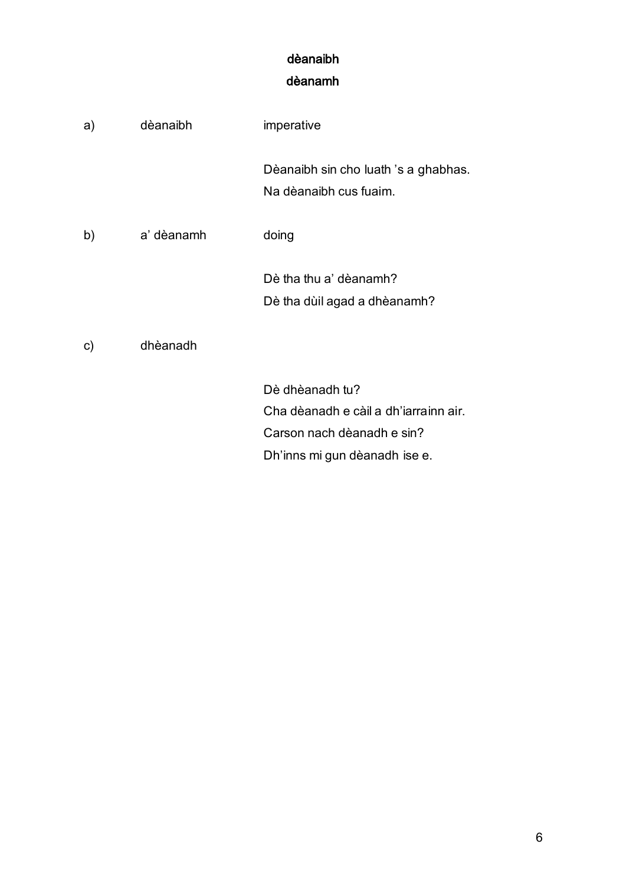**dèanaibh**

**dèanamh**

a) dèanaibh — imperative

Dèanaibh sin cho luath ’s a ghabhas.
Na dèanaibh cus fuaim.

b) a’ dèanamh — doing

Dè tha thu a’ dèanamh?
Dè tha dùil agad a dhèanamh?

c) dhèanadh

Dè dhèanadh tu?
Cha dèanadh e càil a dh’iarrainn air.
Carson nach dèanadh e sin?
Dh’inns mi gun dèanadh ise e.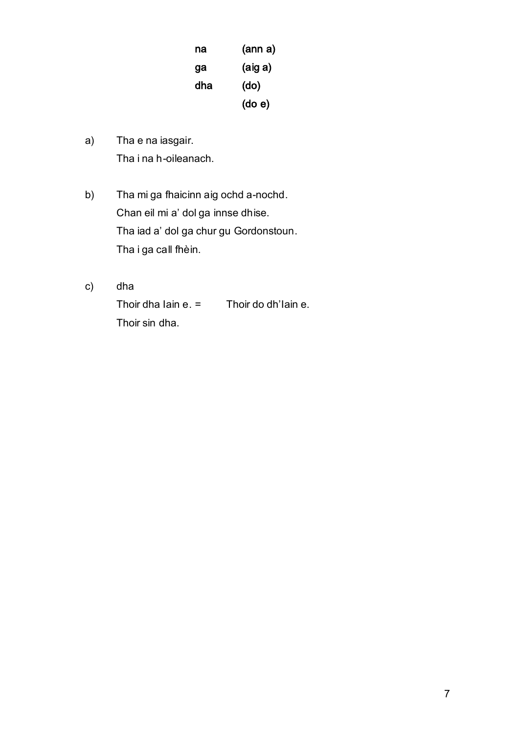| | |
|---|---|
| na | (ann a) |
| ga | (aig a) |
| dha | (do) |
| | (do e) |

a) Tha e na iasgair.
   Tha i na h-oileanach.

b) Tha mi ga fhaicinn aig ochd a-nochd.
   Chan eil mi a' dol ga innse dhise.
   Tha iad a' dol ga chur gu Gordonstoun.
   Tha i ga call fhèin.

c) dha
   Thoir dha Iain e. = Thoir do dh'Iain e.
   Thoir sin dha.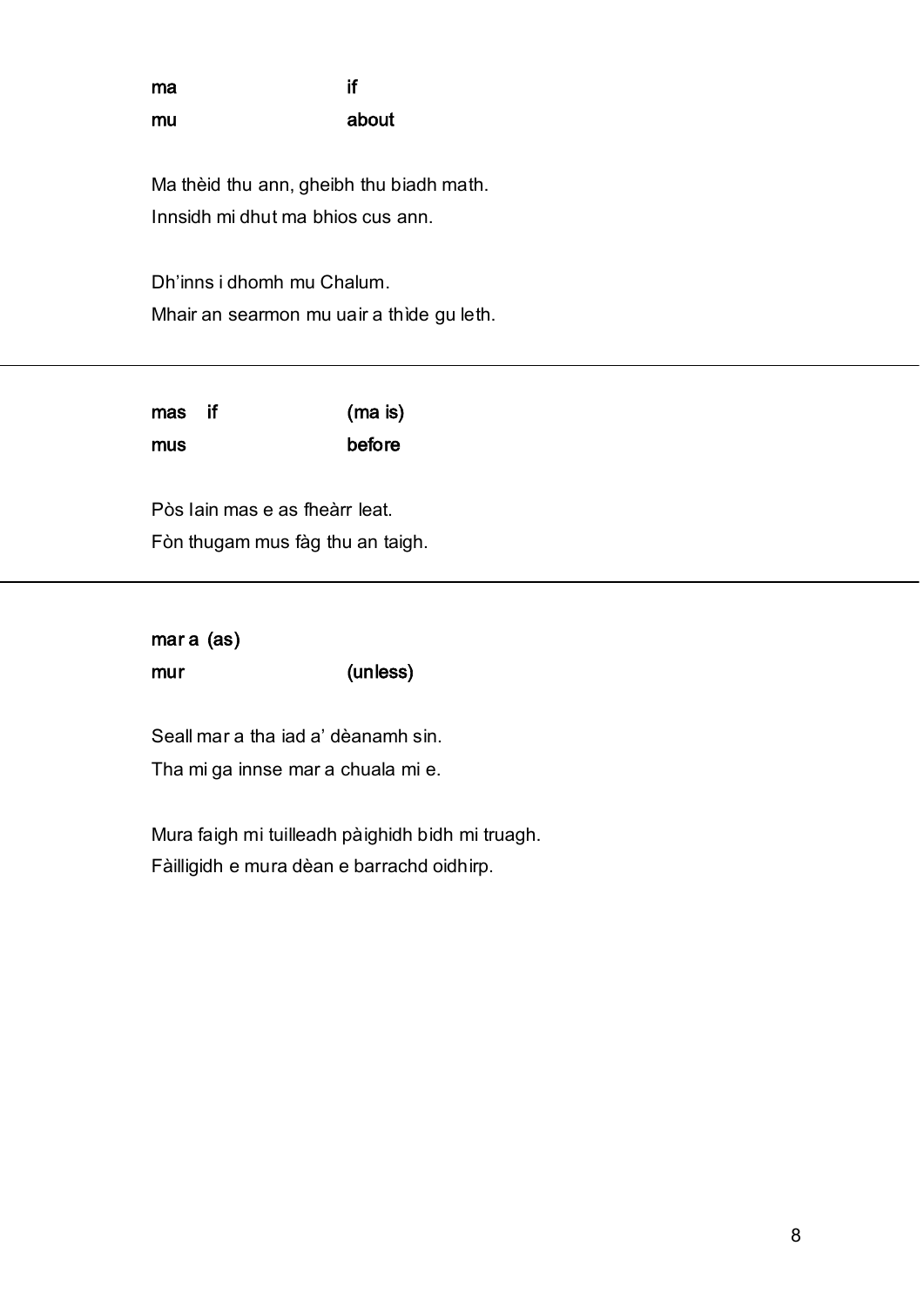**ma** **if**

**mu** **about**

Ma thèid thu ann, gheibh thu biadh math.

Innsidh mi dhut ma bhios cus ann.

Dh'inns i dhomh mu Chalum.

Mhair an searmon mu uair a thìde gu leth.

---

**mas if** **(ma is)**

**mus** **before**

Pòs Iain mas e as fheàrr leat.

Fòn thugam mus fàg thu an taigh.

---

**mar a (as)**

**mur** **(unless)**

Seall mar a tha iad a' dèanamh sin.

Tha mi ga innse mar a chuala mi e.

Mura faigh mi tuilleadh pàighidh bidh mi truagh.

Fàilligidh e mura dèan e barrachd oidhirp.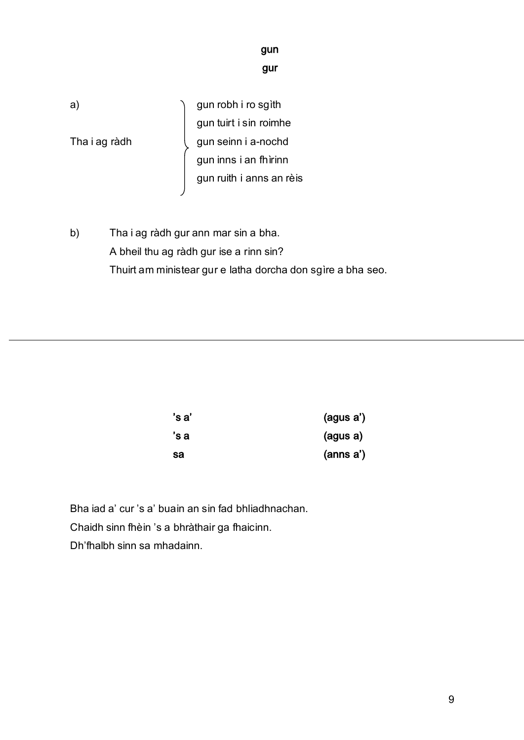**gun**

**gur**

a)

Tha i ag ràdh
- gun robh i ro sgìth
- gun tuirt i sin roimhe
- gun seinn i a-nochd
- gun inns i an fhìrinn
- gun ruith i anns an rèis

b) Tha i ag ràdh gur ann mar sin a bha.
A bheil thu ag ràdh gur ise a rinn sin?
Thuirt am ministear gur e latha dorcha don sgìre a bha seo.

---

| | |
|---|---|
| **’s a’** | **(agus a’)** |
| **’s a** | **(agus a)** |
| **sa** | **(anns a’)** |

Bha iad a’ cur ’s a’ buain an sin fad bhliadhnachan.
Chaidh sinn fhèin ’s a bhràthair ga fhaicinn.
Dh’fhalbh sinn sa mhadainn.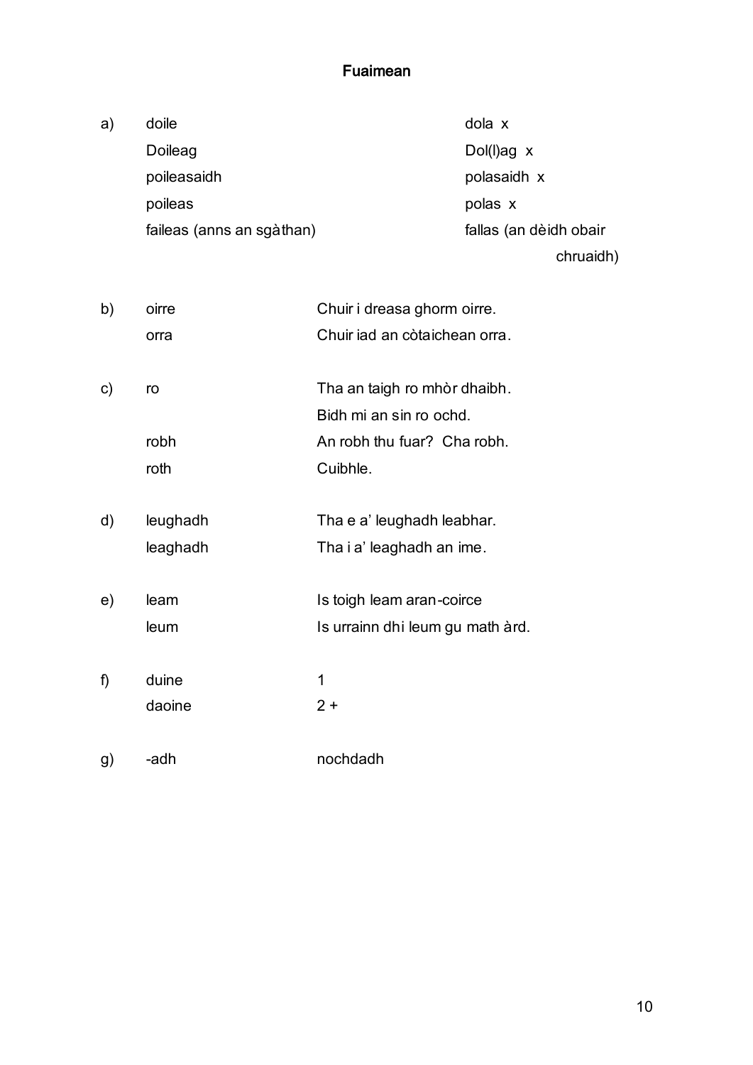## Fuaimean

a)

| | |
|---|---|
| doile | dola x |
| Doileag | Dol(l)ag x |
| poileasaidh | polasaidh x |
| poileas | polas x |
| faileas (anns an sgàthan) | fallas (an dèidh obair chruaidh) |

b)

| | |
|---|---|
| oirre | Chuir i dreasa ghorm oirre. |
| orra | Chuir iad an còtaichean orra. |

c)

| | |
|---|---|
| ro | Tha an taigh ro mhòr dhaibh. |
| | Bidh mi an sin ro ochd. |
| robh | An robh thu fuar? Cha robh. |
| roth | Cuibhle. |

d)

| | |
|---|---|
| leughadh | Tha e a' leughadh leabhar. |
| leaghadh | Tha i a' leaghadh an ime. |

e)

| | |
|---|---|
| leam | Is toigh leam aran-coirce |
| leum | Is urrainn dhi leum gu math àrd. |

f)

| | |
|---|---|
| duine | 1 |
| daoine | 2 + |

g)

| | |
|---|---|
| -adh | nochdadh |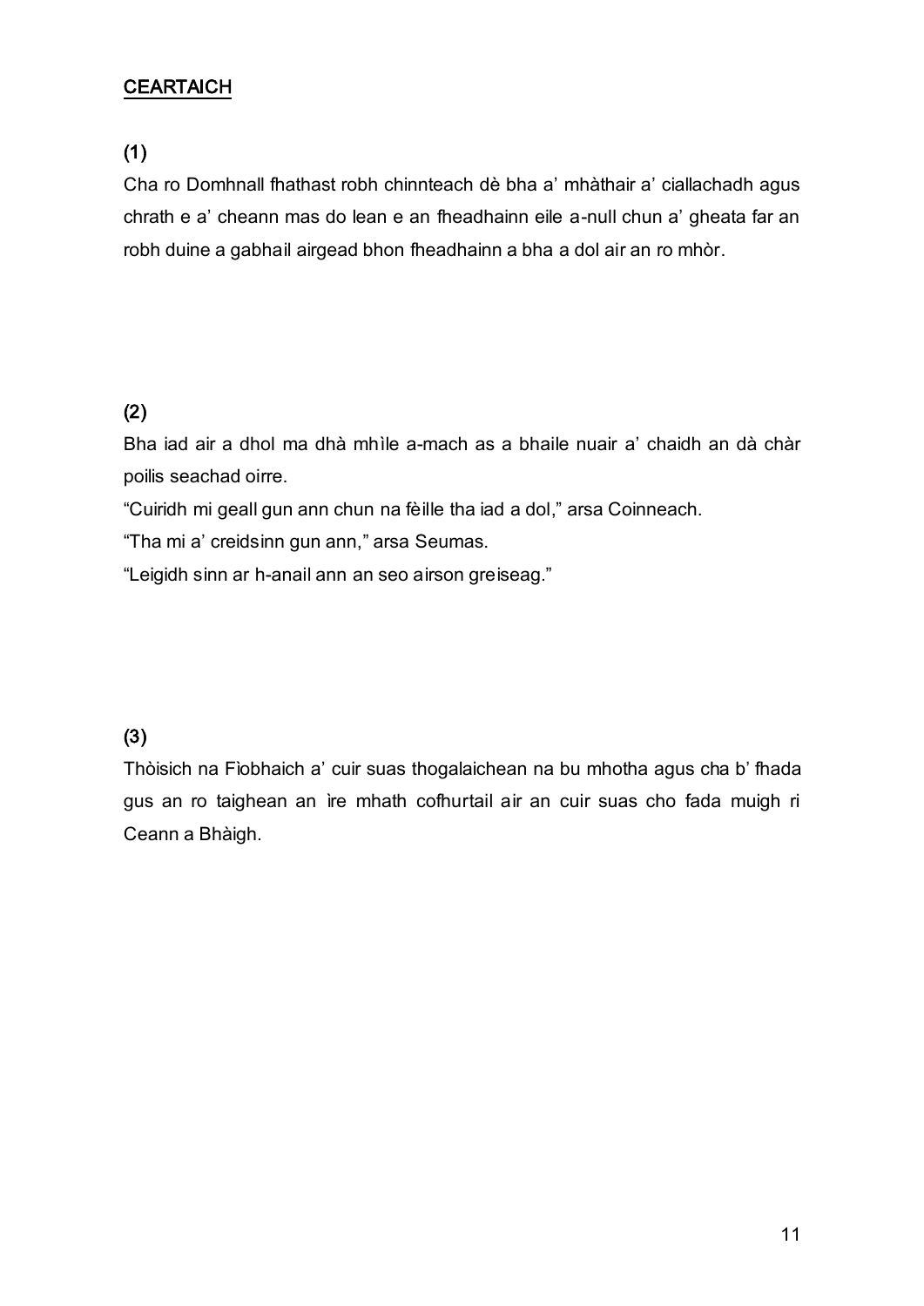<u>CEARTAICH</u>

(1)

Cha ro Domhnall fhathast robh chinnteach dè bha a' mhàthair a' ciallachadh agus chrath e a' cheann mas do lean e an fheadhainn eile a-null chun a' gheata far an robh duine a gabhail airgead bhon fheadhainn a bha a dol air an ro mhòr.

(2)

Bha iad air a dhol ma dhà mhìle a-mach as a bhaile nuair a' chaidh an dà chàr poilis seachad oirre.

"Cuiridh mi geall gun ann chun na fèille tha iad a dol," arsa Coinneach.

"Tha mi a' creidsinn gun ann," arsa Seumas.

"Leigidh sinn ar h-anail ann an seo airson greiseag."

(3)

Thòisich na Fìobhaich a' cuir suas thogalaichean na bu mhotha agus cha b' fhada gus an ro taighean an ìre mhath cofhurtail air an cuir suas cho fada muigh ri Ceann a Bhàigh.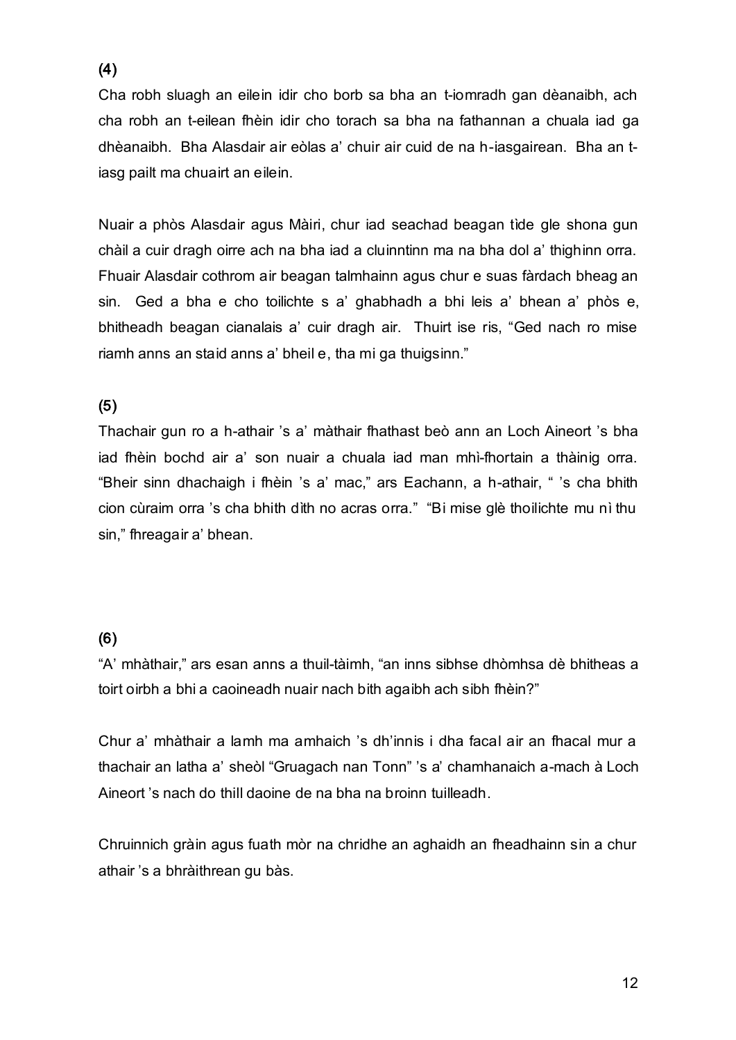**(4)**

Cha robh sluagh an eilein idir cho borb sa bha an t-iomradh gan dèanaibh, ach cha robh an t-eilean fhèin idir cho torach sa bha na fathannan a chuala iad ga dhèanaibh. Bha Alasdair air eòlas a' chuir air cuid de na h-iasgairean. Bha an t-iasg pailt ma chuairt an eilein.

Nuair a phòs Alasdair agus Màiri, chur iad seachad beagan tìde gle shona gun chàil a cuir dragh oirre ach na bha iad a cluinntinn ma na bha dol a' thighinn orra. Fhuair Alasdair cothrom air beagan talmhainn agus chur e suas fàrdach bheag an sin. Ged a bha e cho toilichte s a' ghabhadh a bhi leis a' bhean a' phòs e, bhitheadh beagan cianalais a' cuir dragh air. Thuirt ise ris, "Ged nach ro mise riamh anns an staid anns a' bheil e, tha mi ga thuigsinn."

**(5)**

Thachair gun ro a h-athair 's a' màthair fhathast beò ann an Loch Aineort 's bha iad fhèin bochd air a' son nuair a chuala iad man mhì-fhortain a thàinig orra. "Bheir sinn dhachaigh i fhèin 's a' mac," ars Eachann, a h-athair, " 's cha bhith cion cùraim orra 's cha bhith dìth no acras orra." "Bi mise glè thoilichte mu nì thu sin," fhreagair a' bhean.

**(6)**

"A' mhàthair," ars esan anns a thuil-tàimh, "an inns sibhse dhòmhsa dè bhitheas a toirt oirbh a bhi a caoineadh nuair nach bith agaibh ach sibh fhèin?"

Chur a' mhàthair a lamh ma amhaich 's dh'innis i dha facal air an fhacal mur a thachair an latha a' sheòl "Gruagach nan Tonn" 's a' chamhanaich a-mach à Loch Aineort 's nach do thill daoine de na bha na broinn tuilleadh.

Chruinnich gràin agus fuath mòr na chridhe an aghaidh an fheadhainn sin a chur athair 's a bhràithrean gu bàs.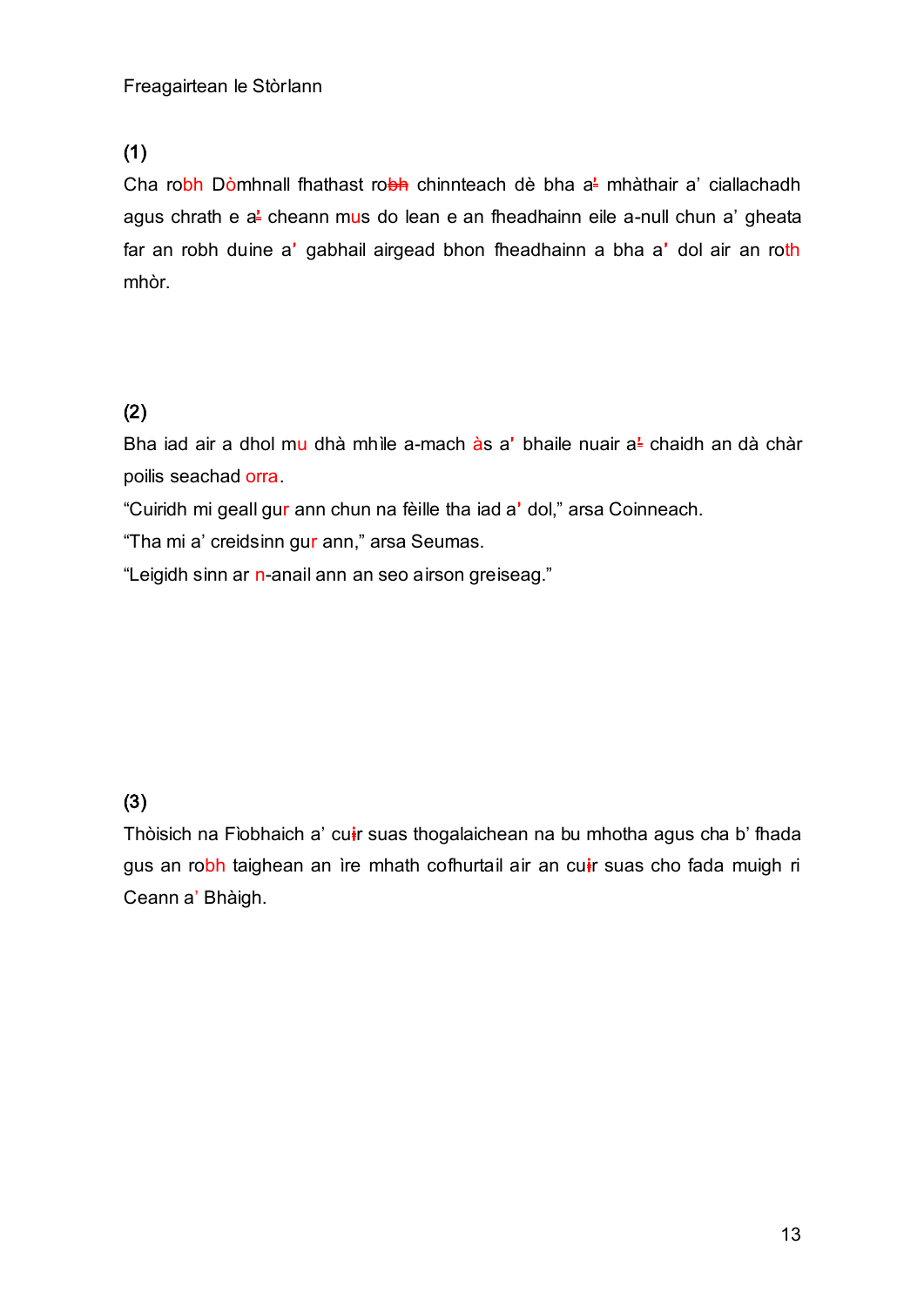Freagairtean le Stòrlann

(1)

Cha robh Dòmhnall fhathast ro~~bh~~ chinnteach dè bha a~~'~~ mhàthair a' ciallachadh agus chrath e a~~'~~ cheann mus do lean e an fheadhainn eile a-null chun a' gheata far an robh duine a' gabhail airgead bhon fheadhainn a bha a' dol air an roth mhòr.

(2)

Bha iad air a dhol mu dhà mhìle a-mach às a' bhaile nuair a~~'~~ chaidh an dà chàr poilis seachad orra.

"Cuiridh mi geall gur ann chun na fèille tha iad a' dol," arsa Coinneach.

"Tha mi a' creidsinn gur ann," arsa Seumas.

"Leigidh sinn ar n-anail ann an seo airson greiseag."

(3)

Thòisich na Fìobhaich a' cu~~i~~r suas thogalaichean na bu mhotha agus cha b' fhada gus an robh taighean an ìre mhath cofhurtail air an cu~~i~~r suas cho fada muigh ri Ceann a' Bhàigh.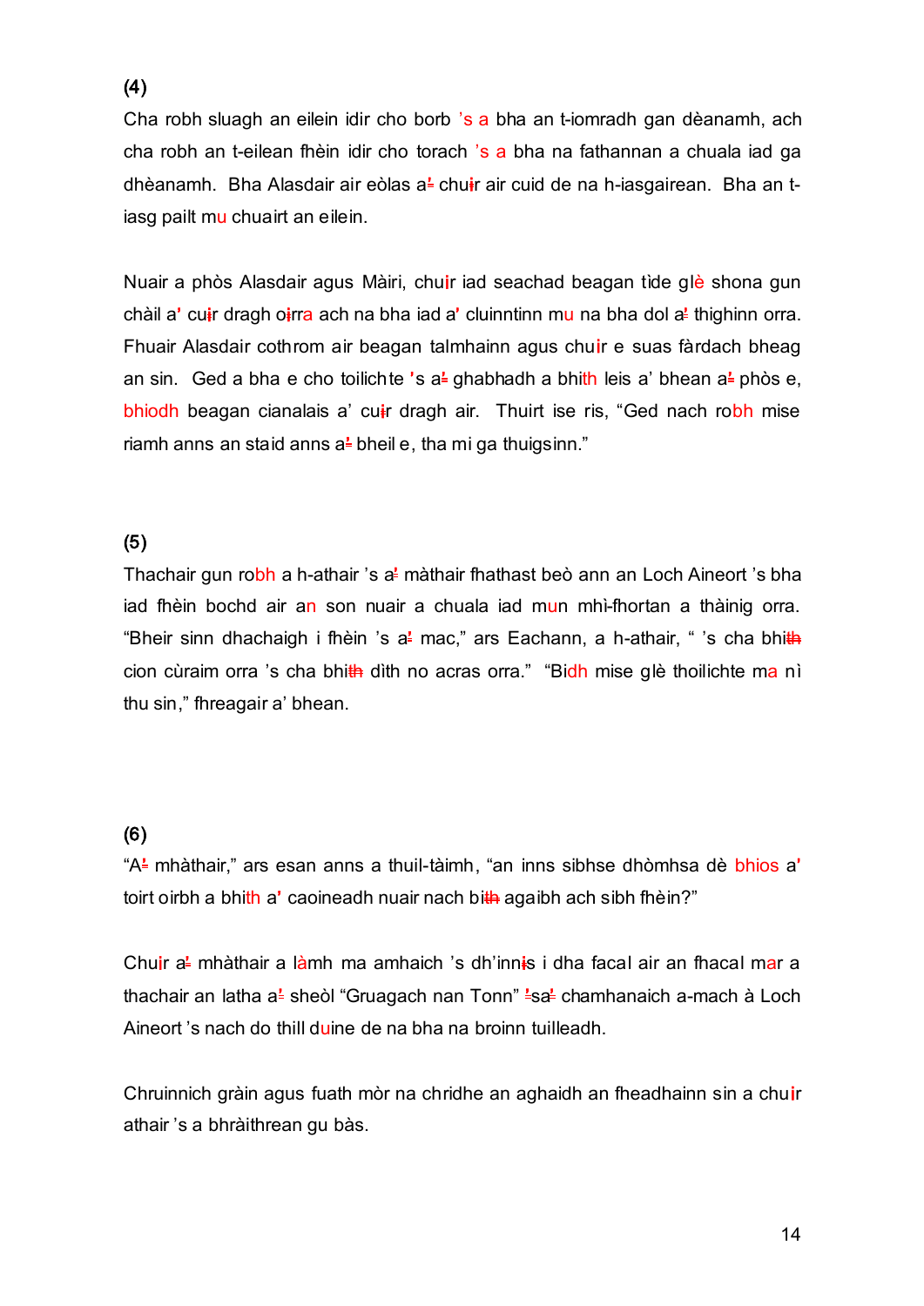**(4)**

Cha robh sluagh an eilein idir cho borb 's a bha an t-iomradh gan dèanamh, ach cha robh an t-eilean fhèin idir cho torach 's a bha na fathannan a chuala iad ga dhèanamh. Bha Alasdair air eòlas a~~'~~ chu~~i~~r air cuid de na h-iasgairean. Bha an t-iasg pailt mu chuairt an eilein.

Nuair a phòs Alasdair agus Màiri, chuir iad seachad beagan tìde glè shona gun chàil a' cu~~i~~r dragh o~~i~~rra ach na bha iad a' cluinntinn mu na bha dol a~~'~~ thighinn orra. Fhuair Alasdair cothrom air beagan talmhainn agus chuir e suas fàrdach bheag an sin. Ged a bha e cho toilichte 's a~~'~~ ghabhadh a bhith leis a' bhean a~~'~~ phòs e, bhiodh beagan cianalais a' cu~~i~~r dragh air. Thuirt ise ris, "Ged nach robh mise riamh anns an staid anns a~~'~~ bheil e, tha mi ga thuigsinn."

**(5)**

Thachair gun robh a h-athair 's a~~'~~ màthair fhathast beò ann an Loch Aineort 's bha iad fhèin bochd air an son nuair a chuala iad mun mhì-fhortan a thàinig orra. "Bheir sinn dhachaigh i fhèin 's a~~'~~ mac," ars Eachann, a h-athair, " 's cha bhi~~th~~ cion cùraim orra 's cha bhi~~th~~ dìth no acras orra." "Bidh mise glè thoilichte ma nì thu sin," fhreagair a' bhean.

**(6)**

"A~~'~~ mhàthair," ars esan anns a thuil-tàimh, "an inns sibhse dhòmhsa dè bhios a' toirt oirbh a bhith a' caoineadh nuair nach bi~~th~~ agaibh ach sibh fhèin?"

Chuir a~~'~~ mhàthair a làmh ma amhaich 's dh'inn~~i~~s i dha facal air an fhacal mar a thachair an latha a~~'~~ sheòl "Gruagach nan Tonn" ~~'~~sa~~'~~ chamhanaich a-mach à Loch Aineort 's nach do thill duine de na bha na broinn tuilleadh.

Chruinnich gràin agus fuath mòr na chridhe an aghaidh an fheadhainn sin a chuir athair 's a bhràithrean gu bàs.